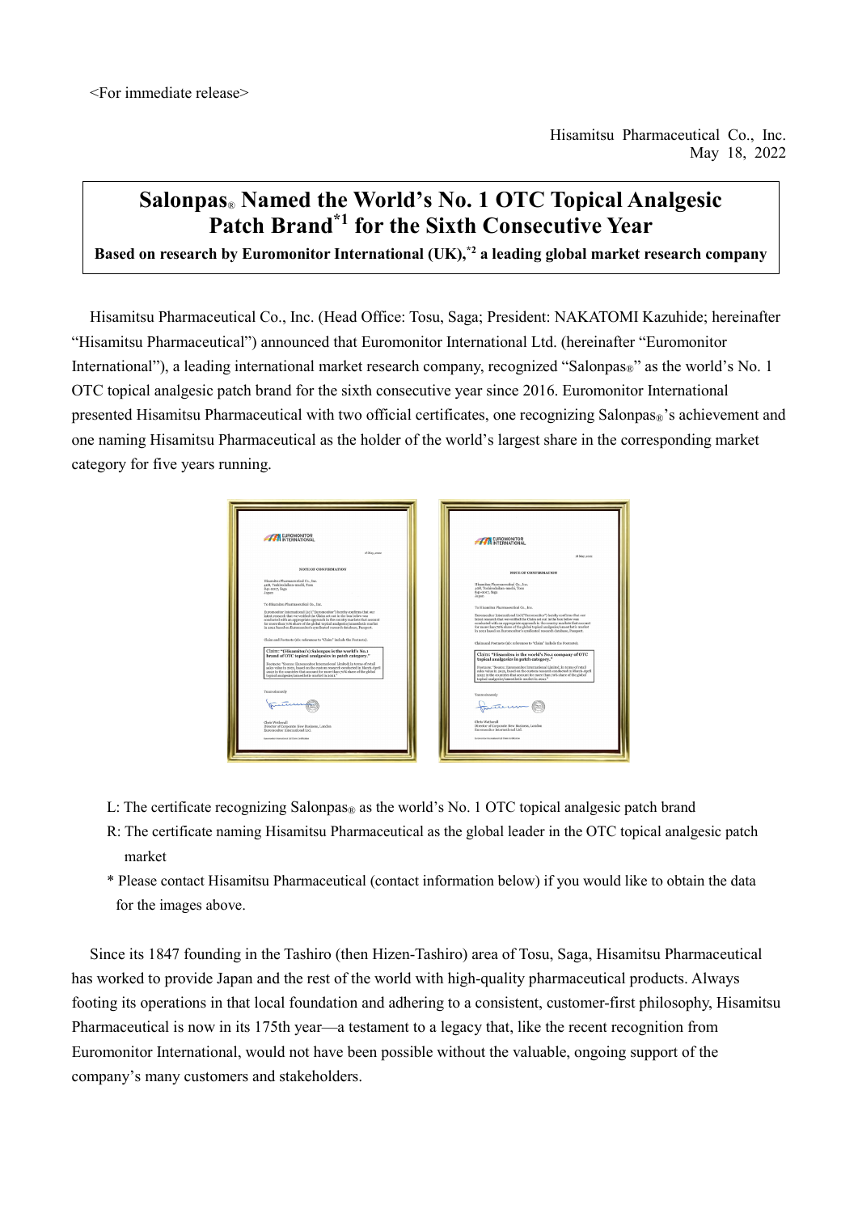<For immediate release>

Hisamitsu Pharmaceutical Co., Inc.
May 18, 2022

# Salonpas® Named the World's No. 1 OTC Topical Analgesic Patch Brand[*1] for the Sixth Consecutive Year

**Based on research by Euromonitor International (UK),[*2] a leading global market research company**

Hisamitsu Pharmaceutical Co., Inc. (Head Office: Tosu, Saga; President: NAKATOMI Kazuhide; hereinafter "Hisamitsu Pharmaceutical") announced that Euromonitor International Ltd. (hereinafter "Euromonitor International"), a leading international market research company, recognized "Salonpas®" as the world's No. 1 OTC topical analgesic patch brand for the sixth consecutive year since 2016. Euromonitor International presented Hisamitsu Pharmaceutical with two official certificates, one recognizing Salonpas®'s achievement and one naming Hisamitsu Pharmaceutical as the holder of the world's largest share in the corresponding market category for five years running.

L: The certificate recognizing Salonpas® as the world's No. 1 OTC topical analgesic patch brand

R: The certificate naming Hisamitsu Pharmaceutical as the global leader in the OTC topical analgesic patch market

* Please contact Hisamitsu Pharmaceutical (contact information below) if you would like to obtain the data for the images above.

Since its 1847 founding in the Tashiro (then Hizen-Tashiro) area of Tosu, Saga, Hisamitsu Pharmaceutical has worked to provide Japan and the rest of the world with high-quality pharmaceutical products. Always footing its operations in that local foundation and adhering to a consistent, customer-first philosophy, Hisamitsu Pharmaceutical is now in its 175th year—a testament to a legacy that, like the recent recognition from Euromonitor International, would not have been possible without the valuable, ongoing support of the company's many customers and stakeholders.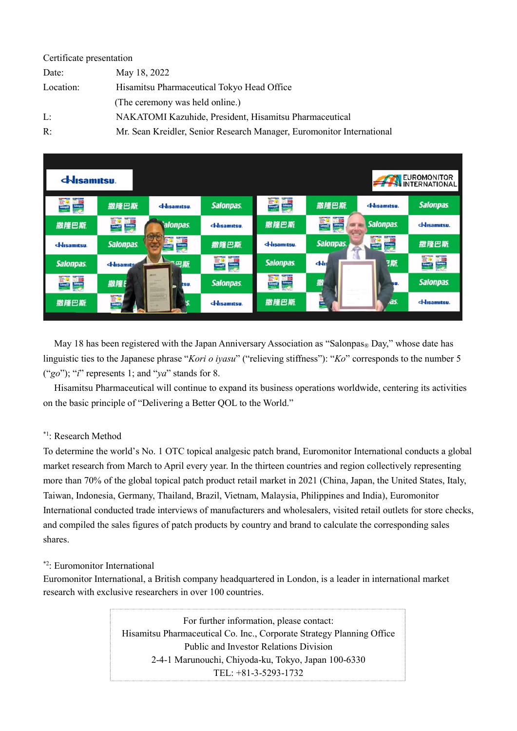Certificate presentation

| | |
|---|---|
| Date: | May 18, 2022 |
| Location: | Hisamitsu Pharmaceutical Tokyo Head Office |
| | (The ceremony was held online.) |
| L: | NAKATOMI Kazuhide, President, Hisamitsu Pharmaceutical |
| R: | Mr. Sean Kreidler, Senior Research Manager, Euromonitor International |

May 18 has been registered with the Japan Anniversary Association as "Salonpas® Day," whose date has linguistic ties to the Japanese phrase "*Kori o iyasu*" ("relieving stiffness"): "*Ko*" corresponds to the number 5 ("*go*"); "*i*" represents 1; and "*ya*" stands for 8.

Hisamitsu Pharmaceutical will continue to expand its business operations worldwide, centering its activities on the basic principle of "Delivering a Better QOL to the World."

[*1]: Research Method

To determine the world's No. 1 OTC topical analgesic patch brand, Euromonitor International conducts a global market research from March to April every year. In the thirteen countries and region collectively representing more than 70% of the global topical patch product retail market in 2021 (China, Japan, the United States, Italy, Taiwan, Indonesia, Germany, Thailand, Brazil, Vietnam, Malaysia, Philippines and India), Euromonitor International conducted trade interviews of manufacturers and wholesalers, visited retail outlets for store checks, and compiled the sales figures of patch products by country and brand to calculate the corresponding sales shares.

[*2]: Euromonitor International

Euromonitor International, a British company headquartered in London, is a leader in international market research with exclusive researchers in over 100 countries.

For further information, please contact:
Hisamitsu Pharmaceutical Co. Inc., Corporate Strategy Planning Office
Public and Investor Relations Division
2-4-1 Marunouchi, Chiyoda-ku, Tokyo, Japan 100-6330
TEL: +81-3-5293-1732